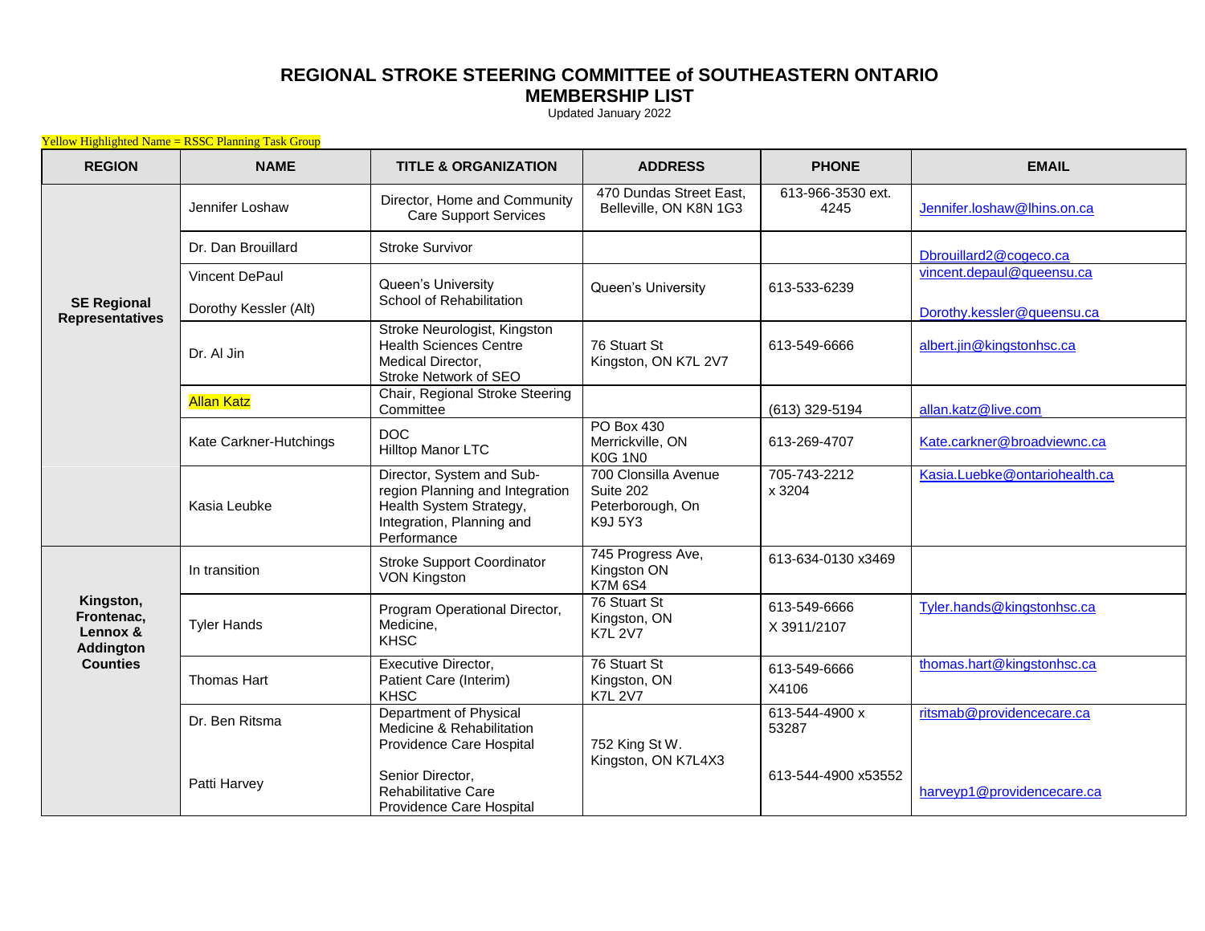# REGIONAL STROKE STEERING COMMITTEE of SOUTHEASTERN ONTARIO
## MEMBERSHIP LIST

Updated January 2022

Yellow Highlighted Name = RSSC Planning Task Group

| REGION | NAME | TITLE & ORGANIZATION | ADDRESS | PHONE | EMAIL |
|---|---|---|---|---|---|
| SE Regional Representatives | Jennifer Loshaw | Director, Home and Community Care Support Services | 470 Dundas Street East, Belleville, ON K8N 1G3 | 613-966-3530 ext. 4245 | Jennifer.loshaw@lhins.on.ca |
| | Dr. Dan Brouillard | Stroke Survivor | | | Dbrouillard2@cogeco.ca |
| | Vincent DePaul<br><br>Dorothy Kessler (Alt) | Queen's University School of Rehabilitation | Queen's University | 613-533-6239 | vincent.depaul@queensu.ca<br><br>Dorothy.kessler@queensu.ca |
| | Dr. Al Jin | Stroke Neurologist, Kingston Health Sciences Centre Medical Director, Stroke Network of SEO | 76 Stuart St Kingston, ON K7L 2V7 | 613-549-6666 | albert.jin@kingstonhsc.ca |
| | Allan Katz | Chair, Regional Stroke Steering Committee | | (613) 329-5194 | allan.katz@live.com |
| | Kate Carkner-Hutchings | DOC Hilltop Manor LTC | PO Box 430 Merrickville, ON K0G 1N0 | 613-269-4707 | Kate.carkner@broadviewnc.ca |
| | Kasia Leubke | Director, System and Sub-region Planning and Integration Health System Strategy, Integration, Planning and Performance | 700 Clonsilla Avenue Suite 202 Peterborough, On K9J 5Y3 | 705-743-2212 x 3204 | Kasia.Luebke@ontariohealth.ca |
| Kingston, Frontenac, Lennox & Addington Counties | In transition | Stroke Support Coordinator VON Kingston | 745 Progress Ave, Kingston ON K7M 6S4 | 613-634-0130 x3469 | |
| | Tyler Hands | Program Operational Director, Medicine, KHSC | 76 Stuart St Kingston, ON K7L 2V7 | 613-549-6666 X 3911/2107 | Tyler.hands@kingstonhsc.ca |
| | Thomas Hart | Executive Director, Patient Care (Interim) KHSC | 76 Stuart St Kingston, ON K7L 2V7 | 613-549-6666 X4106 | thomas.hart@kingstonhsc.ca |
| | Dr. Ben Ritsma<br><br>Patti Harvey | Department of Physical Medicine & Rehabilitation Providence Care Hospital<br><br>Senior Director, Rehabilitative Care Providence Care Hospital | 752 King St W. Kingston, ON K7L4X3 | 613-544-4900 x 53287<br><br>613-544-4900 x53552 | ritsmab@providencecare.ca<br><br>harveyp1@providencecare.ca |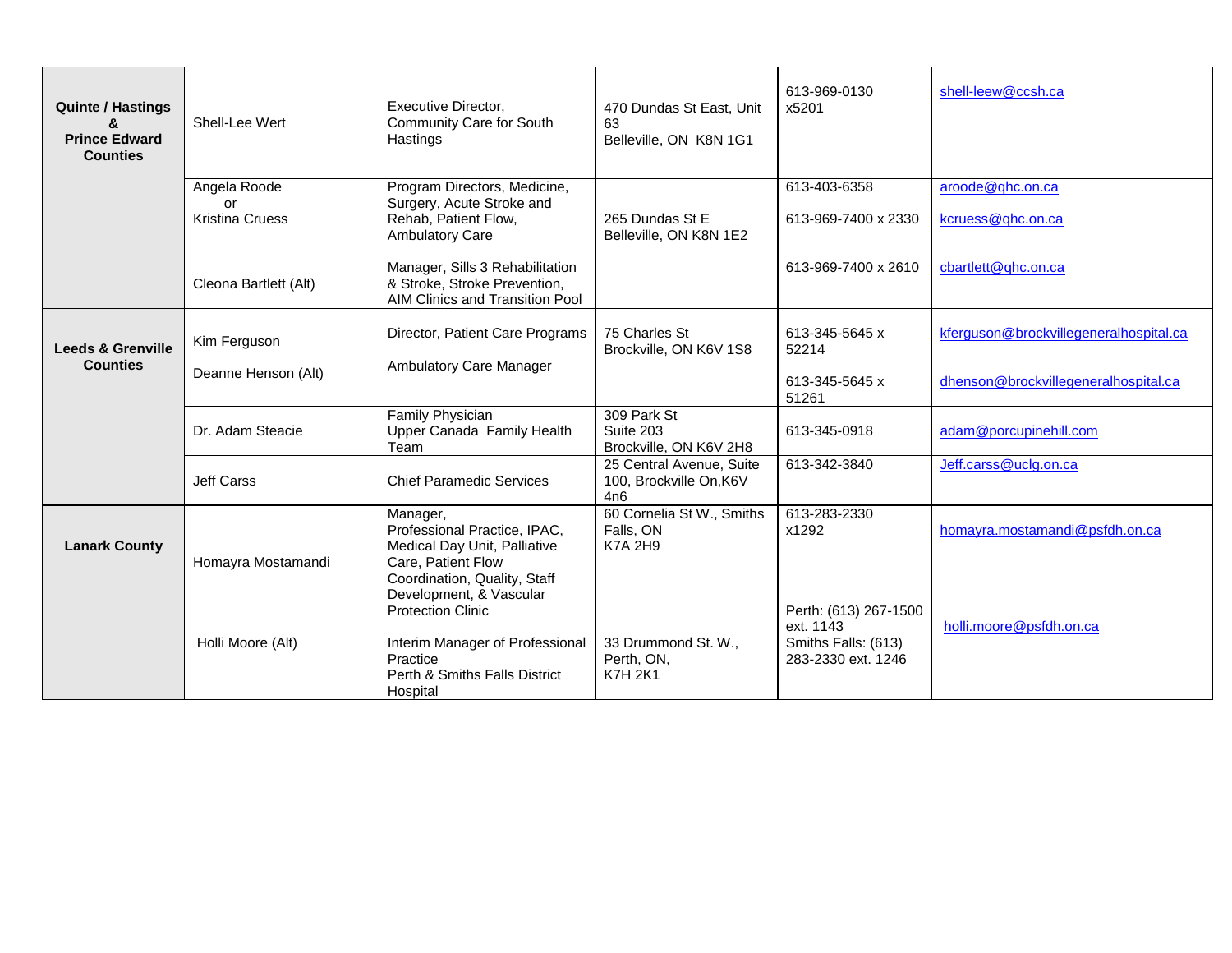| | | | | | |
|---|---|---|---|---|---|
| **Quinte / Hastings & Prince Edward Counties** | Shell-Lee Wert | Executive Director, Community Care for South Hastings | 470 Dundas St East, Unit 63<br>Belleville, ON K8N 1G1 | 613-969-0130 x5201 | shell-leew@ccsh.ca |
| | Angela Roode<br>or<br>Kristina Cruess<br><br>Cleona Bartlett (Alt) | Program Directors, Medicine, Surgery, Acute Stroke and Rehab, Patient Flow, Ambulatory Care<br><br>Manager, Sills 3 Rehabilitation & Stroke, Stroke Prevention, AIM Clinics and Transition Pool | 265 Dundas St E<br>Belleville, ON K8N 1E2 | 613-403-6358<br>613-969-7400 x 2330<br><br>613-969-7400 x 2610 | aroode@qhc.on.ca<br>kcruess@qhc.on.ca<br><br>cbartlett@qhc.on.ca |
| **Leeds & Grenville Counties** | Kim Ferguson<br><br>Deanne Henson (Alt) | Director, Patient Care Programs<br><br>Ambulatory Care Manager | 75 Charles St<br>Brockville, ON K6V 1S8 | 613-345-5645 x 52214<br><br>613-345-5645 x 51261 | kferguson@brockvillegeneralhospital.ca<br><br>dhenson@brockvillegeneralhospital.ca |
| | Dr. Adam Steacie | Family Physician<br>Upper Canada Family Health Team | 309 Park St<br>Suite 203<br>Brockville, ON K6V 2H8 | 613-345-0918 | adam@porcupinehill.com |
| | Jeff Carss | Chief Paramedic Services | 25 Central Avenue, Suite 100, Brockville On,K6V 4n6 | 613-342-3840 | Jeff.carss@uclg.on.ca |
| **Lanark County** | Homayra Mostamandi<br><br>Holli Moore (Alt) | Manager, Professional Practice, IPAC, Medical Day Unit, Palliative Care, Patient Flow Coordination, Quality, Staff Development, & Vascular Protection Clinic<br><br>Interim Manager of Professional Practice<br>Perth & Smiths Falls District Hospital | 60 Cornelia St W., Smiths Falls, ON<br>K7A 2H9<br><br>33 Drummond St. W., Perth, ON,<br>K7H 2K1 | 613-283-2330 x1292<br><br>Perth: (613) 267-1500 ext. 1143<br>Smiths Falls: (613) 283-2330 ext. 1246 | homayra.mostamandi@psfdh.on.ca<br><br>holli.moore@psfdh.on.ca |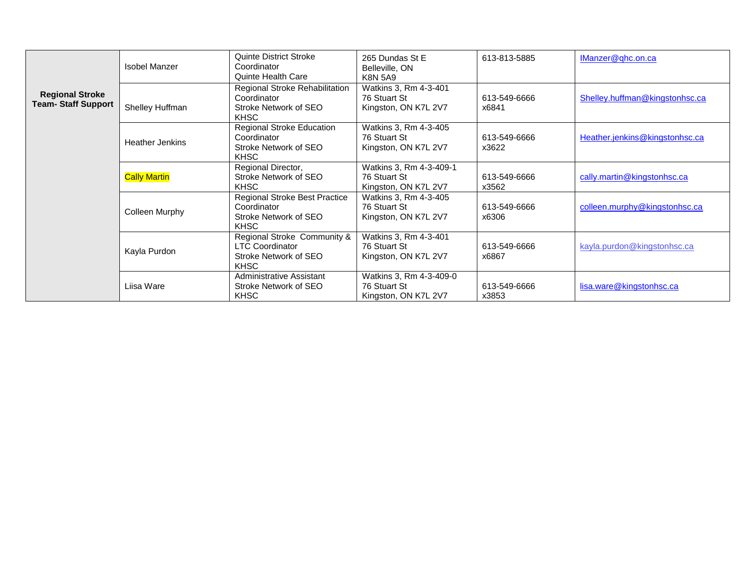| | | | | | |
|---|---|---|---|---|---|
| **Regional Stroke Team- Staff Support** | Isobel Manzer | Quinte District Stroke Coordinator<br>Quinte Health Care | 265 Dundas St E<br>Belleville, ON<br>K8N 5A9 | 613-813-5885 | IManzer@qhc.on.ca |
| | Shelley Huffman | Regional Stroke Rehabilitation Coordinator<br>Stroke Network of SEO<br>KHSC | Watkins 3, Rm 4-3-401<br>76 Stuart St<br>Kingston, ON K7L 2V7 | 613-549-6666<br>x6841 | Shelley.huffman@kingstonhsc.ca |
| | Heather Jenkins | Regional Stroke Education Coordinator<br>Stroke Network of SEO<br>KHSC | Watkins 3, Rm 4-3-405<br>76 Stuart St<br>Kingston, ON K7L 2V7 | 613-549-6666<br>x3622 | Heather.jenkins@kingstonhsc.ca |
| | Cally Martin | Regional Director,<br>Stroke Network of SEO<br>KHSC | Watkins 3, Rm 4-3-409-1<br>76 Stuart St<br>Kingston, ON K7L 2V7 | 613-549-6666<br>x3562 | cally.martin@kingstonhsc.ca |
| | Colleen Murphy | Regional Stroke Best Practice Coordinator<br>Stroke Network of SEO<br>KHSC | Watkins 3, Rm 4-3-405<br>76 Stuart St<br>Kingston, ON K7L 2V7 | 613-549-6666<br>x6306 | colleen.murphy@kingstonhsc.ca |
| | Kayla Purdon | Regional Stroke Community & LTC Coordinator<br>Stroke Network of SEO<br>KHSC | Watkins 3, Rm 4-3-401<br>76 Stuart St<br>Kingston, ON K7L 2V7 | 613-549-6666<br>x6867 | kayla.purdon@kingstonhsc.ca |
| | Liisa Ware | Administrative Assistant<br>Stroke Network of SEO<br>KHSC | Watkins 3, Rm 4-3-409-0<br>76 Stuart St<br>Kingston, ON K7L 2V7 | 613-549-6666<br>x3853 | lisa.ware@kingstonhsc.ca |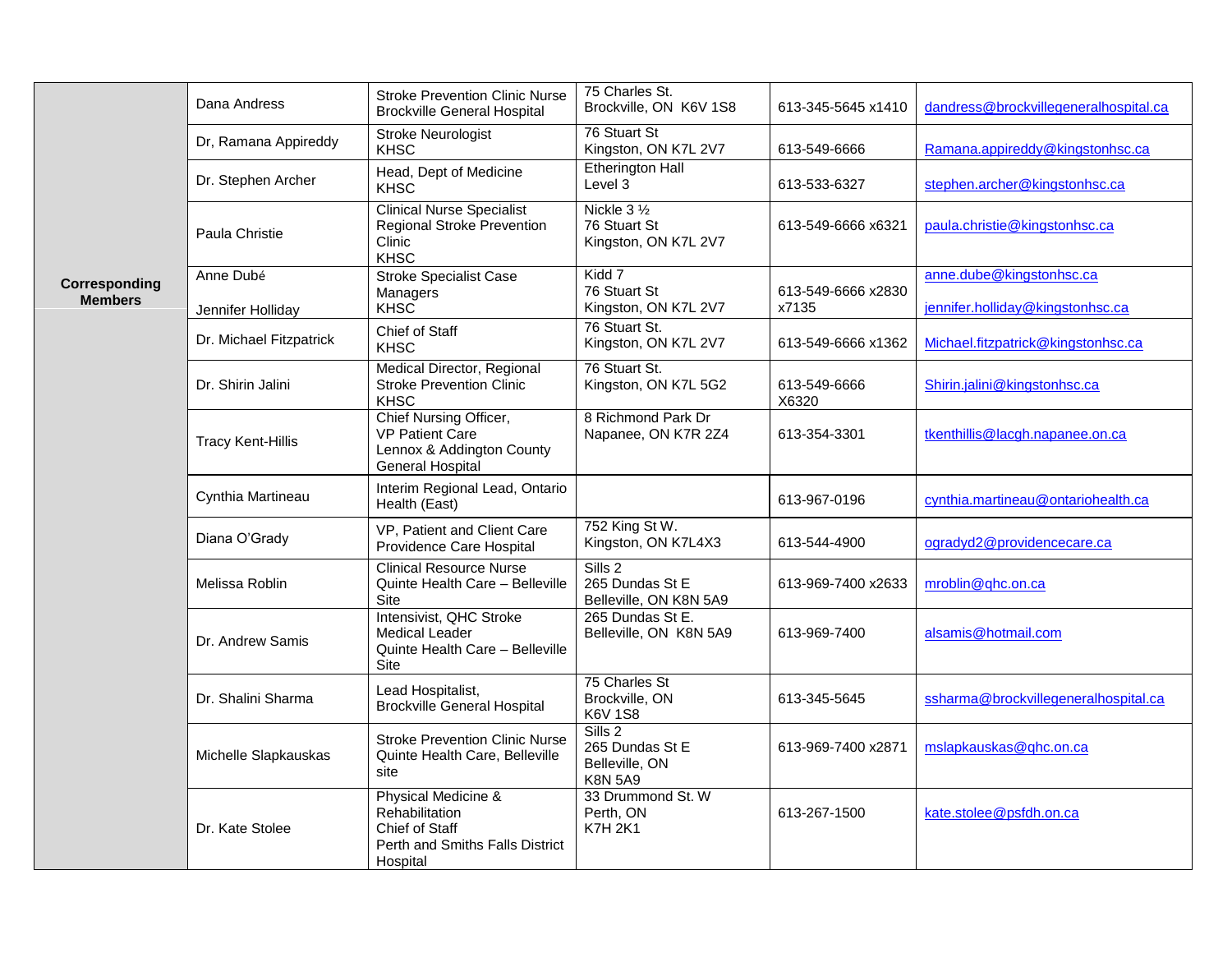| | | | | | |
|---|---|---|---|---|---|
| **Corresponding Members** | Dana Andress | Stroke Prevention Clinic Nurse<br>Brockville General Hospital | 75 Charles St.<br>Brockville, ON K6V 1S8 | 613-345-5645 x1410 | dandress@brockvillegeneralhospital.ca |
| | Dr, Ramana Appireddy | Stroke Neurologist<br>KHSC | 76 Stuart St<br>Kingston, ON K7L 2V7 | 613-549-6666 | Ramana.appireddy@kingstonhsc.ca |
| | Dr. Stephen Archer | Head, Dept of Medicine<br>KHSC | Etherington Hall<br>Level 3 | 613-533-6327 | stephen.archer@kingstonhsc.ca |
| | Paula Christie | Clinical Nurse Specialist<br>Regional Stroke Prevention Clinic<br>KHSC | Nickle 3 ½<br>76 Stuart St<br>Kingston, ON K7L 2V7 | 613-549-6666 x6321 | paula.christie@kingstonhsc.ca |
| | Anne Dubé<br><br>Jennifer Holliday | Stroke Specialist Case Managers<br>KHSC | Kidd 7<br>76 Stuart St<br>Kingston, ON K7L 2V7 | 613-549-6666 x2830<br>x7135 | anne.dube@kingstonhsc.ca<br><br>jennifer.holliday@kingstonhsc.ca |
| | Dr. Michael Fitzpatrick | Chief of Staff<br>KHSC | 76 Stuart St.<br>Kingston, ON K7L 2V7 | 613-549-6666 x1362 | Michael.fitzpatrick@kingstonhsc.ca |
| | Dr. Shirin Jalini | Medical Director, Regional Stroke Prevention Clinic<br>KHSC | 76 Stuart St.<br>Kingston, ON K7L 5G2 | 613-549-6666<br>X6320 | Shirin.jalini@kingstonhsc.ca |
| | Tracy Kent-Hillis | Chief Nursing Officer,<br>VP Patient Care<br>Lennox & Addington County General Hospital | 8 Richmond Park Dr<br>Napanee, ON K7R 2Z4 | 613-354-3301 | tkenthillis@lacgh.napanee.on.ca |
| | Cynthia Martineau | Interim Regional Lead, Ontario Health (East) | | 613-967-0196 | cynthia.martineau@ontariohealth.ca |
| | Diana O'Grady | VP, Patient and Client Care<br>Providence Care Hospital | 752 King St W.<br>Kingston, ON K7L4X3 | 613-544-4900 | ogradyd2@providencecare.ca |
| | Melissa Roblin | Clinical Resource Nurse<br>Quinte Health Care – Belleville Site | Sills 2<br>265 Dundas St E<br>Belleville, ON K8N 5A9 | 613-969-7400 x2633 | mroblin@qhc.on.ca |
| | Dr. Andrew Samis | Intensivist, QHC Stroke Medical Leader<br>Quinte Health Care – Belleville Site | 265 Dundas St E.<br>Belleville, ON K8N 5A9 | 613-969-7400 | alsamis@hotmail.com |
| | Dr. Shalini Sharma | Lead Hospitalist,<br>Brockville General Hospital | 75 Charles St<br>Brockville, ON<br>K6V 1S8 | 613-345-5645 | ssharma@brockvillegeneralhospital.ca |
| | Michelle Slapkauskas | Stroke Prevention Clinic Nurse<br>Quinte Health Care, Belleville site | Sills 2<br>265 Dundas St E<br>Belleville, ON<br>K8N 5A9 | 613-969-7400 x2871 | mslapkauskas@qhc.on.ca |
| | Dr. Kate Stolee | Physical Medicine & Rehabilitation<br>Chief of Staff<br>Perth and Smiths Falls District Hospital | 33 Drummond St. W<br>Perth, ON<br>K7H 2K1 | 613-267-1500 | kate.stolee@psfdh.on.ca |